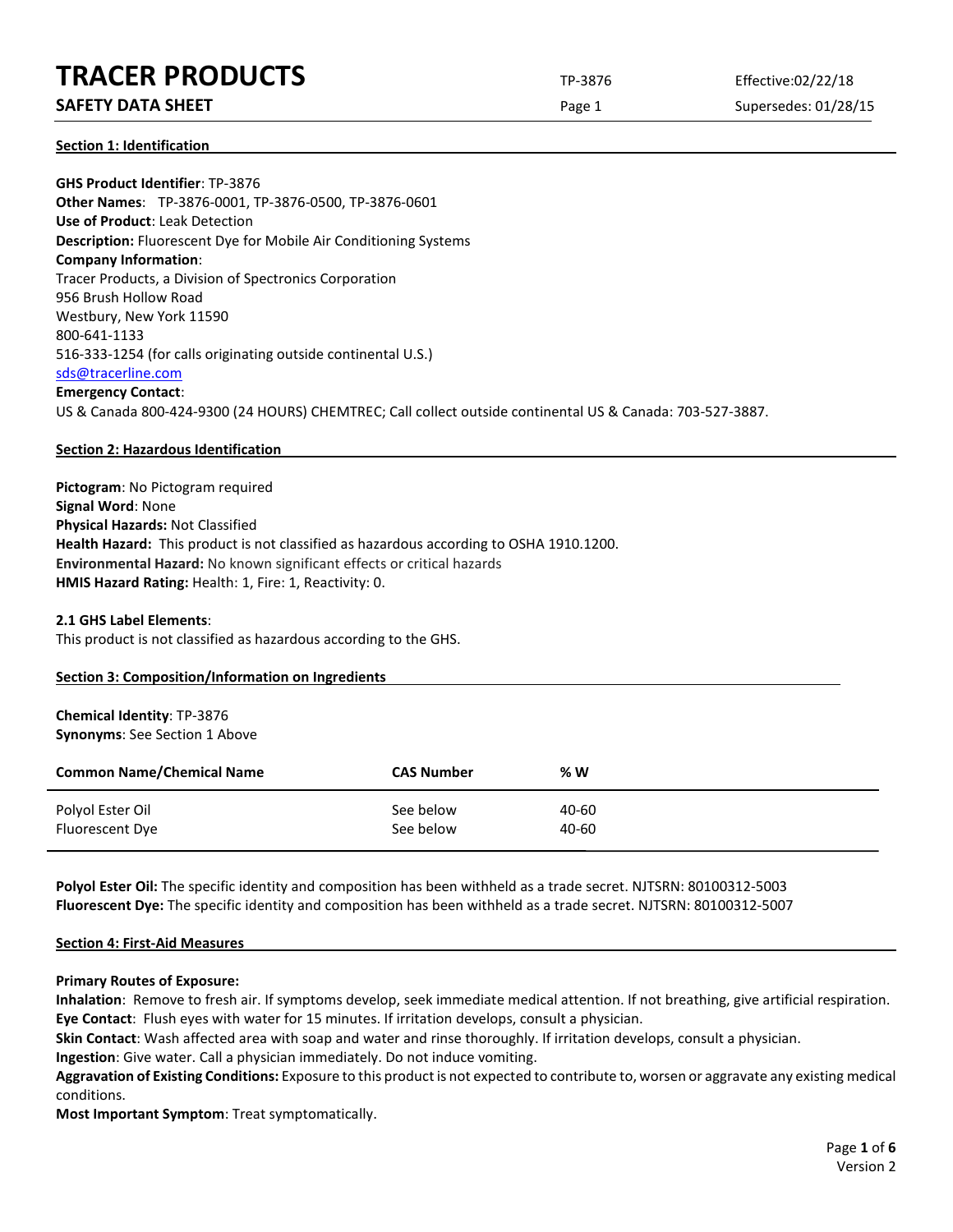# TRACER PRODUCTS

**SAFETY DATA SHEET**

TP-3876

Effective:02/22/18

Supersedes: 01/28/15

## Section 1: Identification

**GHS Product Identifier**: TP-3876
**Other Names**: TP-3876-0001, TP-3876-0500, TP-3876-0601
**Use of Product**: Leak Detection
**Description:** Fluorescent Dye for Mobile Air Conditioning Systems
**Company Information**:
Tracer Products, a Division of Spectronics Corporation
956 Brush Hollow Road
Westbury, New York 11590
800-641-1133
516-333-1254 (for calls originating outside continental U.S.)
sds@tracerline.com
**Emergency Contact**:
US & Canada 800-424-9300 (24 HOURS) CHEMTREC; Call collect outside continental US & Canada: 703-527-3887.

## Section 2: Hazardous Identification

**Pictogram**: No Pictogram required
**Signal Word**: None
**Physical Hazards:** Not Classified
**Health Hazard:** This product is not classified as hazardous according to OSHA 1910.1200.
**Environmental Hazard:** No known significant effects or critical hazards
**HMIS Hazard Rating:** Health: 1, Fire: 1, Reactivity: 0.

**2.1 GHS Label Elements**:
This product is not classified as hazardous according to the GHS.

## Section 3: Composition/Information on Ingredients

**Chemical Identity**: TP-3876
**Synonyms**: See Section 1 Above

| Common Name/Chemical Name | CAS Number | % W |
|---|---|---|
| Polyol Ester Oil | See below | 40-60 |
| Fluorescent Dye | See below | 40-60 |

**Polyol Ester Oil:** The specific identity and composition has been withheld as a trade secret. NJTSRN: 80100312-5003
**Fluorescent Dye:** The specific identity and composition has been withheld as a trade secret. NJTSRN: 80100312-5007

## Section 4: First-Aid Measures

**Primary Routes of Exposure:**
**Inhalation**: Remove to fresh air. If symptoms develop, seek immediate medical attention. If not breathing, give artificial respiration.
**Eye Contact**: Flush eyes with water for 15 minutes. If irritation develops, consult a physician.
**Skin Contact**: Wash affected area with soap and water and rinse thoroughly. If irritation develops, consult a physician.
**Ingestion**: Give water. Call a physician immediately. Do not induce vomiting.
**Aggravation of Existing Conditions:** Exposure to this product is not expected to contribute to, worsen or aggravate any existing medical conditions.
**Most Important Symptom**: Treat symptomatically.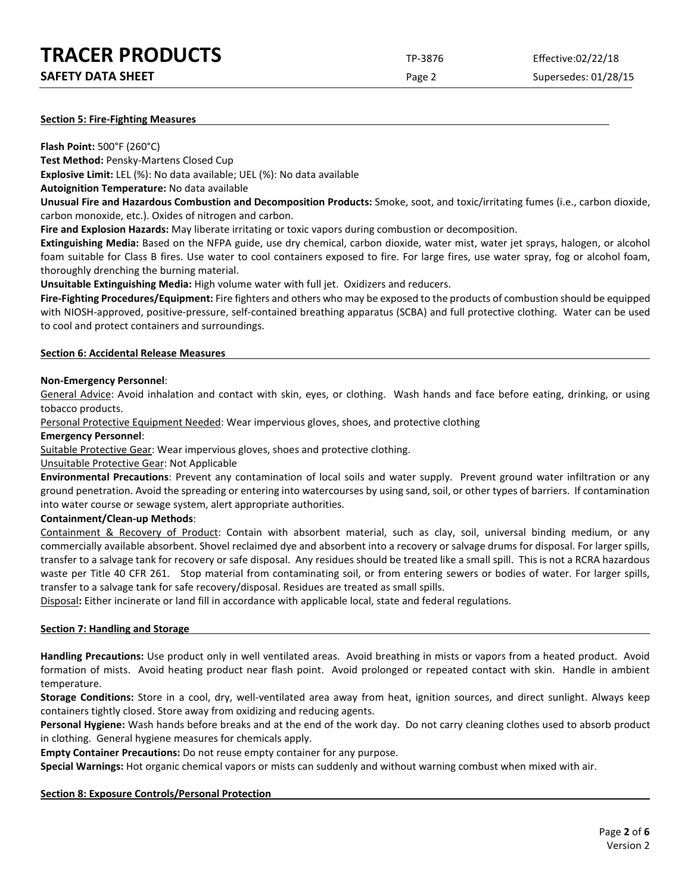## Section 5: Fire-Fighting Measures

**Flash Point:** 500°F (260°C)

**Test Method:** Pensky-Martens Closed Cup

**Explosive Limit:** LEL (%): No data available; UEL (%): No data available

**Autoignition Temperature:** No data available

**Unusual Fire and Hazardous Combustion and Decomposition Products:** Smoke, soot, and toxic/irritating fumes (i.e., carbon dioxide, carbon monoxide, etc.). Oxides of nitrogen and carbon.

**Fire and Explosion Hazards:** May liberate irritating or toxic vapors during combustion or decomposition.

**Extinguishing Media:** Based on the NFPA guide, use dry chemical, carbon dioxide, water mist, water jet sprays, halogen, or alcohol foam suitable for Class B fires. Use water to cool containers exposed to fire. For large fires, use water spray, fog or alcohol foam, thoroughly drenching the burning material.

**Unsuitable Extinguishing Media:** High volume water with full jet. Oxidizers and reducers.

**Fire-Fighting Procedures/Equipment:** Fire fighters and others who may be exposed to the products of combustion should be equipped with NIOSH-approved, positive-pressure, self-contained breathing apparatus (SCBA) and full protective clothing. Water can be used to cool and protect containers and surroundings.

## Section 6: Accidental Release Measures

**Non-Emergency Personnel**:

General Advice: Avoid inhalation and contact with skin, eyes, or clothing. Wash hands and face before eating, drinking, or using tobacco products.

Personal Protective Equipment Needed: Wear impervious gloves, shoes, and protective clothing

**Emergency Personnel**:

Suitable Protective Gear: Wear impervious gloves, shoes and protective clothing.

Unsuitable Protective Gear: Not Applicable

**Environmental Precautions**: Prevent any contamination of local soils and water supply. Prevent ground water infiltration or any ground penetration. Avoid the spreading or entering into watercourses by using sand, soil, or other types of barriers. If contamination into water course or sewage system, alert appropriate authorities.

**Containment/Clean-up Methods**:

Containment & Recovery of Product: Contain with absorbent material, such as clay, soil, universal binding medium, or any commercially available absorbent. Shovel reclaimed dye and absorbent into a recovery or salvage drums for disposal. For larger spills, transfer to a salvage tank for recovery or safe disposal. Any residues should be treated like a small spill. This is not a RCRA hazardous waste per Title 40 CFR 261. Stop material from contaminating soil, or from entering sewers or bodies of water. For larger spills, transfer to a salvage tank for safe recovery/disposal. Residues are treated as small spills.

Disposal**:** Either incinerate or land fill in accordance with applicable local, state and federal regulations.

## Section 7: Handling and Storage

**Handling Precautions:** Use product only in well ventilated areas. Avoid breathing in mists or vapors from a heated product. Avoid formation of mists. Avoid heating product near flash point. Avoid prolonged or repeated contact with skin. Handle in ambient temperature.

**Storage Conditions:** Store in a cool, dry, well-ventilated area away from heat, ignition sources, and direct sunlight. Always keep containers tightly closed. Store away from oxidizing and reducing agents.

**Personal Hygiene:** Wash hands before breaks and at the end of the work day. Do not carry cleaning clothes used to absorb product in clothing. General hygiene measures for chemicals apply.

**Empty Container Precautions:** Do not reuse empty container for any purpose.

**Special Warnings:** Hot organic chemical vapors or mists can suddenly and without warning combust when mixed with air.

## Section 8: Exposure Controls/Personal Protection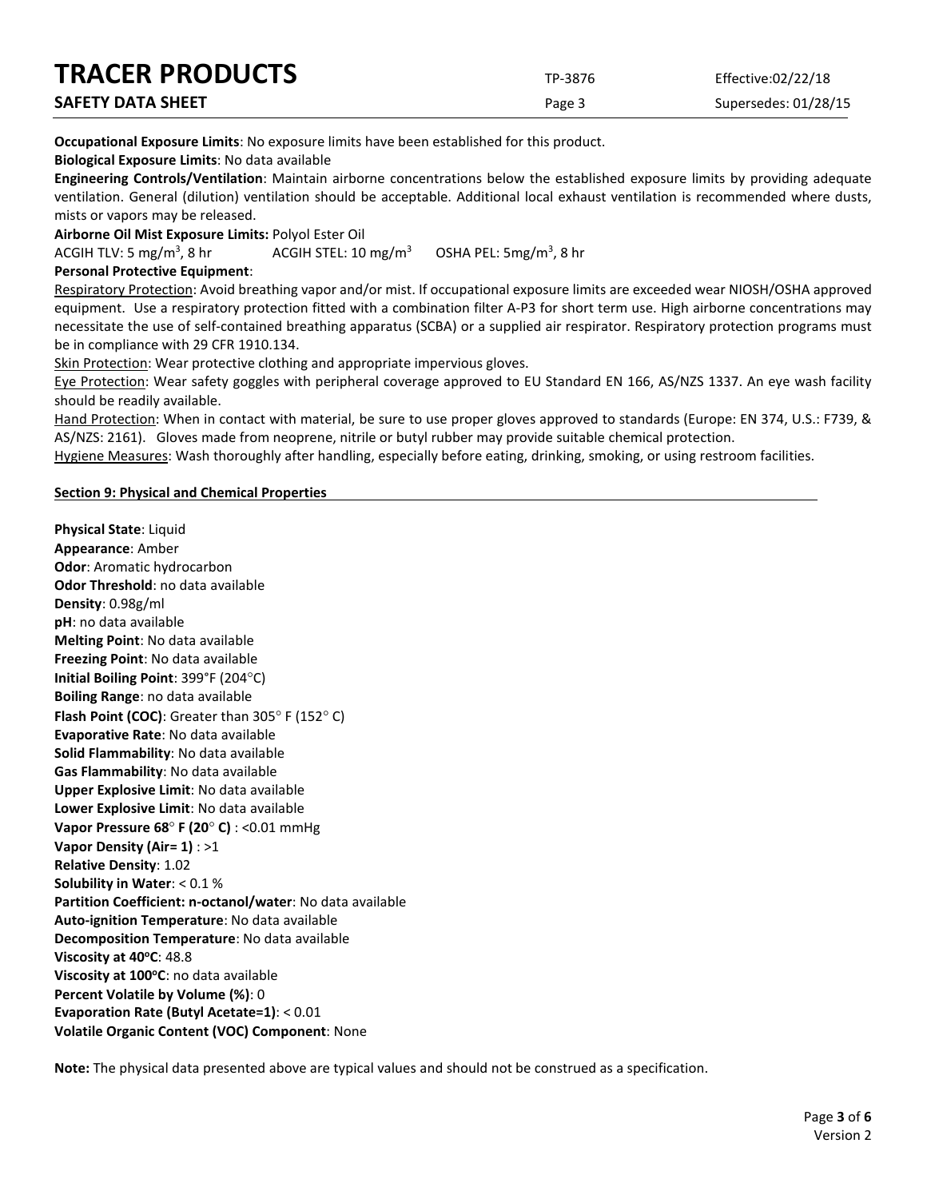**Occupational Exposure Limits**: No exposure limits have been established for this product.

**Biological Exposure Limits**: No data available

**Engineering Controls/Ventilation**: Maintain airborne concentrations below the established exposure limits by providing adequate ventilation. General (dilution) ventilation should be acceptable. Additional local exhaust ventilation is recommended where dusts, mists or vapors may be released.

**Airborne Oil Mist Exposure Limits:** Polyol Ester Oil

ACGIH TLV: 5 mg/m$^3$, 8 hr ACGIH STEL: 10 mg/m$^3$ OSHA PEL: 5mg/m$^3$, 8 hr

**Personal Protective Equipment**:

Respiratory Protection: Avoid breathing vapor and/or mist. If occupational exposure limits are exceeded wear NIOSH/OSHA approved equipment. Use a respiratory protection fitted with a combination filter A-P3 for short term use. High airborne concentrations may necessitate the use of self-contained breathing apparatus (SCBA) or a supplied air respirator. Respiratory protection programs must be in compliance with 29 CFR 1910.134.

Skin Protection: Wear protective clothing and appropriate impervious gloves.

Eye Protection: Wear safety goggles with peripheral coverage approved to EU Standard EN 166, AS/NZS 1337. An eye wash facility should be readily available.

Hand Protection: When in contact with material, be sure to use proper gloves approved to standards (Europe: EN 374, U.S.: F739, & AS/NZS: 2161). Gloves made from neoprene, nitrile or butyl rubber may provide suitable chemical protection.

Hygiene Measures: Wash thoroughly after handling, especially before eating, drinking, smoking, or using restroom facilities.

## Section 9: Physical and Chemical Properties

**Physical State**: Liquid
**Appearance**: Amber
**Odor**: Aromatic hydrocarbon
**Odor Threshold**: no data available
**Density**: 0.98g/ml
**pH**: no data available
**Melting Point**: No data available
**Freezing Point**: No data available
**Initial Boiling Point**: 399°F (204°C)
**Boiling Range**: no data available
**Flash Point (COC)**: Greater than 305° F (152° C)
**Evaporative Rate**: No data available
**Solid Flammability**: No data available
**Gas Flammability**: No data available
**Upper Explosive Limit**: No data available
**Lower Explosive Limit**: No data available
**Vapor Pressure 68° F (20° C)** : <0.01 mmHg
**Vapor Density (Air= 1)** : >1
**Relative Density**: 1.02
**Solubility in Water**: < 0.1 %
**Partition Coefficient: n-octanol/water**: No data available
**Auto-ignition Temperature**: No data available
**Decomposition Temperature**: No data available
**Viscosity at 40°C**: 48.8
**Viscosity at 100°C**: no data available
**Percent Volatile by Volume (%)**: 0
**Evaporation Rate (Butyl Acetate=1)**: < 0.01
**Volatile Organic Content (VOC) Component**: None

**Note:** The physical data presented above are typical values and should not be construed as a specification.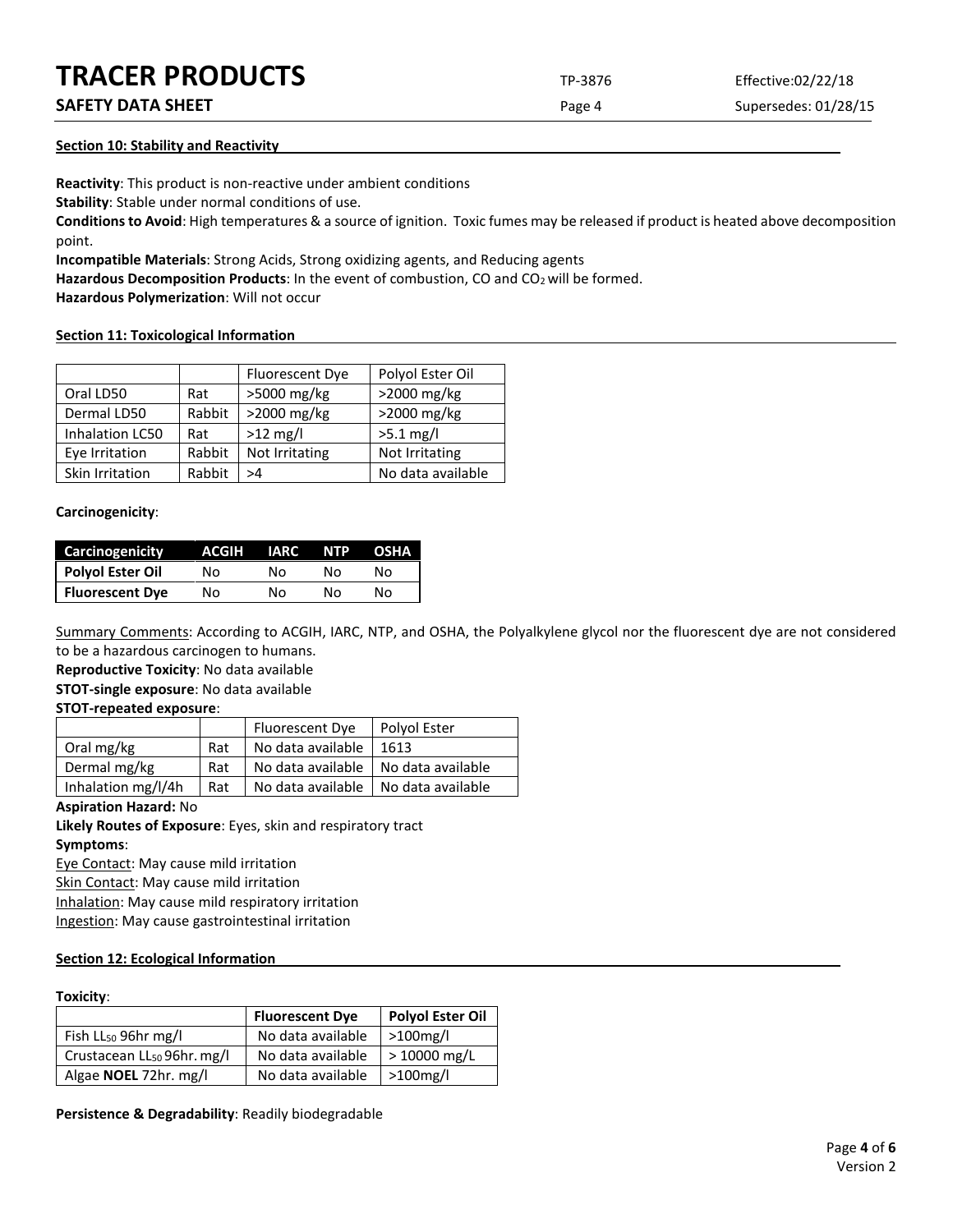## Section 10: Stability and Reactivity

**Reactivity**: This product is non-reactive under ambient conditions

**Stability**: Stable under normal conditions of use.

**Conditions to Avoid**: High temperatures & a source of ignition. Toxic fumes may be released if product is heated above decomposition point.

**Incompatible Materials**: Strong Acids, Strong oxidizing agents, and Reducing agents

**Hazardous Decomposition Products**: In the event of combustion, CO and $CO_2$ will be formed.

**Hazardous Polymerization**: Will not occur

## Section 11: Toxicological Information

| | | Fluorescent Dye | Polyol Ester Oil |
|---|---|---|---|
| Oral LD50 | Rat | >5000 mg/kg | >2000 mg/kg |
| Dermal LD50 | Rabbit | >2000 mg/kg | >2000 mg/kg |
| Inhalation LC50 | Rat | >12 mg/l | >5.1 mg/l |
| Eye Irritation | Rabbit | Not Irritating | Not Irritating |
| Skin Irritation | Rabbit | >4 | No data available |

**Carcinogenicity**:

| Carcinogenicity | ACGIH | IARC | NTP | OSHA |
|---|---|---|---|---|
| **Polyol Ester Oil** | No | No | No | No |
| **Fluorescent Dye** | No | No | No | No |

Summary Comments: According to ACGIH, IARC, NTP, and OSHA, the Polyalkylene glycol nor the fluorescent dye are not considered to be a hazardous carcinogen to humans.

**Reproductive Toxicity**: No data available

**STOT-single exposure**: No data available

**STOT-repeated exposure**:

| | | Fluorescent Dye | Polyol Ester |
|---|---|---|---|
| Oral mg/kg | Rat | No data available | 1613 |
| Dermal mg/kg | Rat | No data available | No data available |
| Inhalation mg/l/4h | Rat | No data available | No data available |

**Aspiration Hazard:** No

**Likely Routes of Exposure**: Eyes, skin and respiratory tract

**Symptoms**:

Eye Contact: May cause mild irritation

Skin Contact: May cause mild irritation

Inhalation: May cause mild respiratory irritation

Ingestion: May cause gastrointestinal irritation

## Section 12: Ecological Information

**Toxicity**:

| | **Fluorescent Dye** | **Polyol Ester Oil** |
|---|---|---|
| Fish $LL_{50}$ 96hr mg/l | No data available | >100mg/l |
| Crustacean $LL_{50}$ 96hr. mg/l | No data available | > 10000 mg/L |
| Algae **NOEL** 72hr. mg/l | No data available | >100mg/l |

**Persistence & Degradability**: Readily biodegradable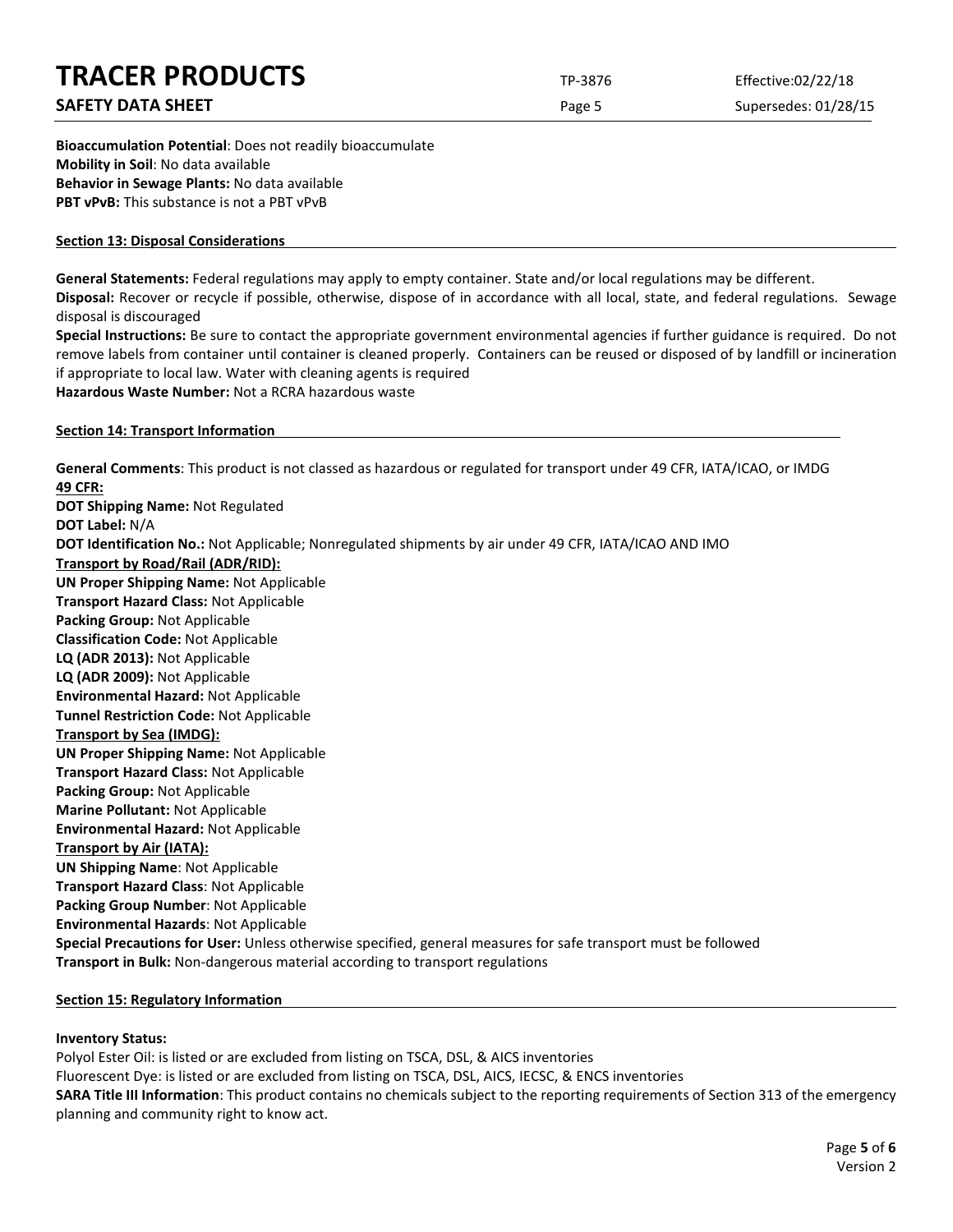**Bioaccumulation Potential**: Does not readily bioaccumulate
**Mobility in Soil**: No data available
**Behavior in Sewage Plants:** No data available
**PBT vPvB:** This substance is not a PBT vPvB

## Section 13: Disposal Considerations

**General Statements:** Federal regulations may apply to empty container. State and/or local regulations may be different.
**Disposal:** Recover or recycle if possible, otherwise, dispose of in accordance with all local, state, and federal regulations. Sewage disposal is discouraged
**Special Instructions:** Be sure to contact the appropriate government environmental agencies if further guidance is required. Do not remove labels from container until container is cleaned properly. Containers can be reused or disposed of by landfill or incineration if appropriate to local law. Water with cleaning agents is required
**Hazardous Waste Number:** Not a RCRA hazardous waste

## Section 14: Transport Information

**General Comments**: This product is not classed as hazardous or regulated for transport under 49 CFR, IATA/ICAO, or IMDG
**49 CFR:**
**DOT Shipping Name:** Not Regulated
**DOT Label:** N/A
**DOT Identification No.:** Not Applicable; Nonregulated shipments by air under 49 CFR, IATA/ICAO AND IMO
**Transport by Road/Rail (ADR/RID):**
**UN Proper Shipping Name:** Not Applicable
**Transport Hazard Class:** Not Applicable
**Packing Group:** Not Applicable
**Classification Code:** Not Applicable
**LQ (ADR 2013):** Not Applicable
**LQ (ADR 2009):** Not Applicable
**Environmental Hazard:** Not Applicable
**Tunnel Restriction Code:** Not Applicable
**Transport by Sea (IMDG):**
**UN Proper Shipping Name:** Not Applicable
**Transport Hazard Class:** Not Applicable
**Packing Group:** Not Applicable
**Marine Pollutant:** Not Applicable
**Environmental Hazard:** Not Applicable
**Transport by Air (IATA):**
**UN Shipping Name**: Not Applicable
**Transport Hazard Class**: Not Applicable
**Packing Group Number**: Not Applicable
**Environmental Hazards**: Not Applicable
**Special Precautions for User:** Unless otherwise specified, general measures for safe transport must be followed
**Transport in Bulk:** Non-dangerous material according to transport regulations

## Section 15: Regulatory Information

**Inventory Status:**
Polyol Ester Oil: is listed or are excluded from listing on TSCA, DSL, & AICS inventories
Fluorescent Dye: is listed or are excluded from listing on TSCA, DSL, AICS, IECSC, & ENCS inventories
**SARA Title III Information**: This product contains no chemicals subject to the reporting requirements of Section 313 of the emergency planning and community right to know act.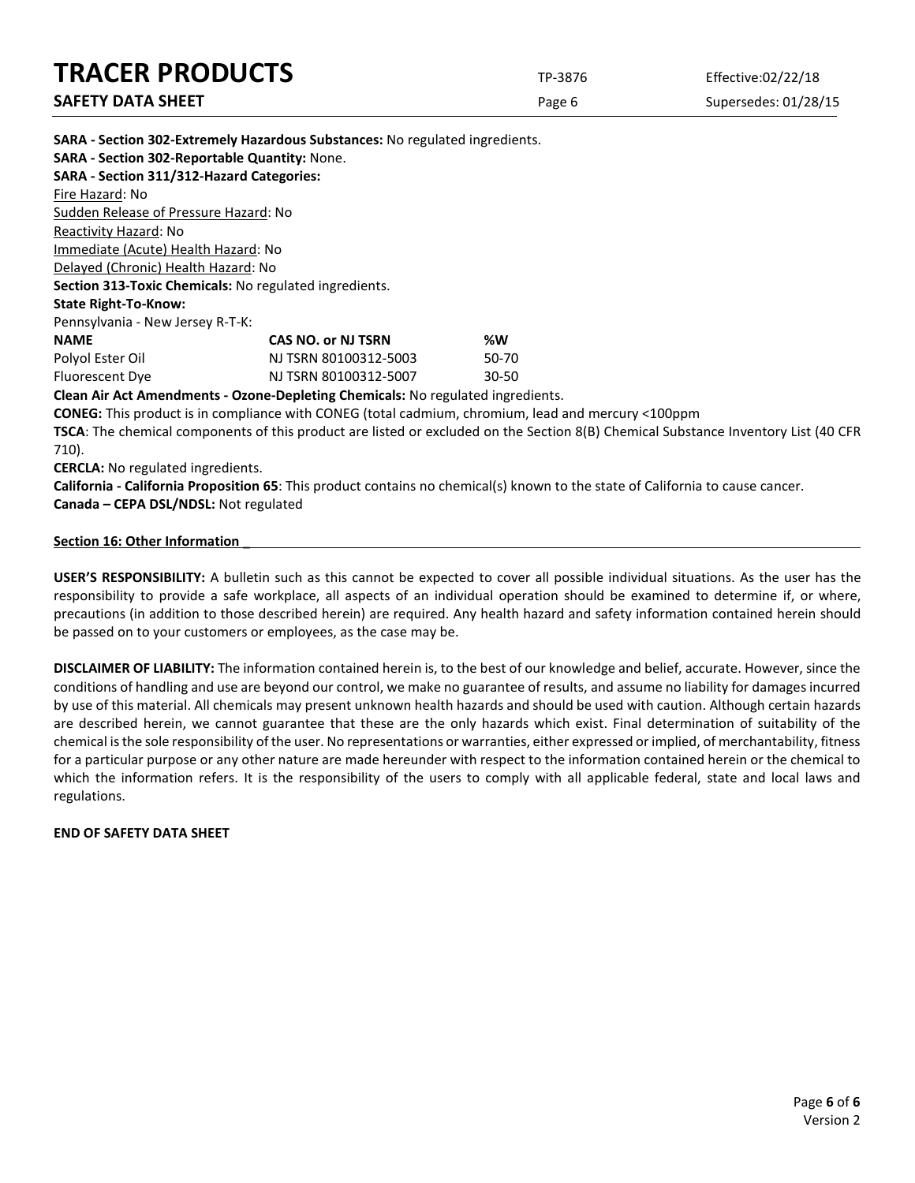**SARA - Section 302-Extremely Hazardous Substances:** No regulated ingredients.
**SARA - Section 302-Reportable Quantity:** None.
**SARA - Section 311/312-Hazard Categories:**
Fire Hazard: No
Sudden Release of Pressure Hazard: No
Reactivity Hazard: No
Immediate (Acute) Health Hazard: No
Delayed (Chronic) Health Hazard: No
**Section 313-Toxic Chemicals:** No regulated ingredients.
**State Right-To-Know:**
Pennsylvania - New Jersey R-T-K:

| NAME | CAS NO. or NJ TSRN | %W |
|---|---|---|
| Polyol Ester Oil | NJ TSRN 80100312-5003 | 50-70 |
| Fluorescent Dye | NJ TSRN 80100312-5007 | 30-50 |

**Clean Air Act Amendments - Ozone-Depleting Chemicals:** No regulated ingredients.
**CONEG:** This product is in compliance with CONEG (total cadmium, chromium, lead and mercury <100ppm
**TSCA**: The chemical components of this product are listed or excluded on the Section 8(B) Chemical Substance Inventory List (40 CFR 710).
**CERCLA:** No regulated ingredients.
**California - California Proposition 65**: This product contains no chemical(s) known to the state of California to cause cancer.
**Canada – CEPA DSL/NDSL:** Not regulated

## Section 16: Other Information

**USER'S RESPONSIBILITY:** A bulletin such as this cannot be expected to cover all possible individual situations. As the user has the responsibility to provide a safe workplace, all aspects of an individual operation should be examined to determine if, or where, precautions (in addition to those described herein) are required. Any health hazard and safety information contained herein should be passed on to your customers or employees, as the case may be.

**DISCLAIMER OF LIABILITY:** The information contained herein is, to the best of our knowledge and belief, accurate. However, since the conditions of handling and use are beyond our control, we make no guarantee of results, and assume no liability for damages incurred by use of this material. All chemicals may present unknown health hazards and should be used with caution. Although certain hazards are described herein, we cannot guarantee that these are the only hazards which exist. Final determination of suitability of the chemical is the sole responsibility of the user. No representations or warranties, either expressed or implied, of merchantability, fitness for a particular purpose or any other nature are made hereunder with respect to the information contained herein or the chemical to which the information refers. It is the responsibility of the users to comply with all applicable federal, state and local laws and regulations.

**END OF SAFETY DATA SHEET**